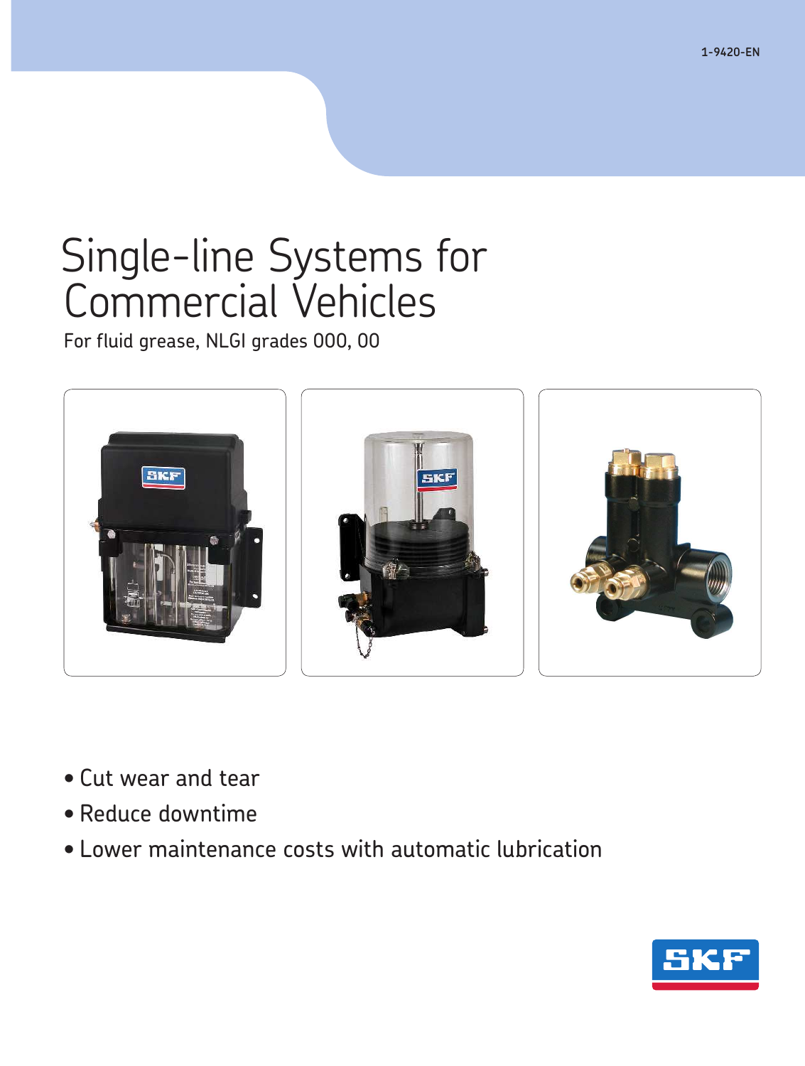1-9420-EN

# Single-line Systems for Commercial Vehicles

For fluid grease, NLGI grades 000, 00

- Cut wear and tear
- Reduce downtime
- Lower maintenance costs with automatic lubrication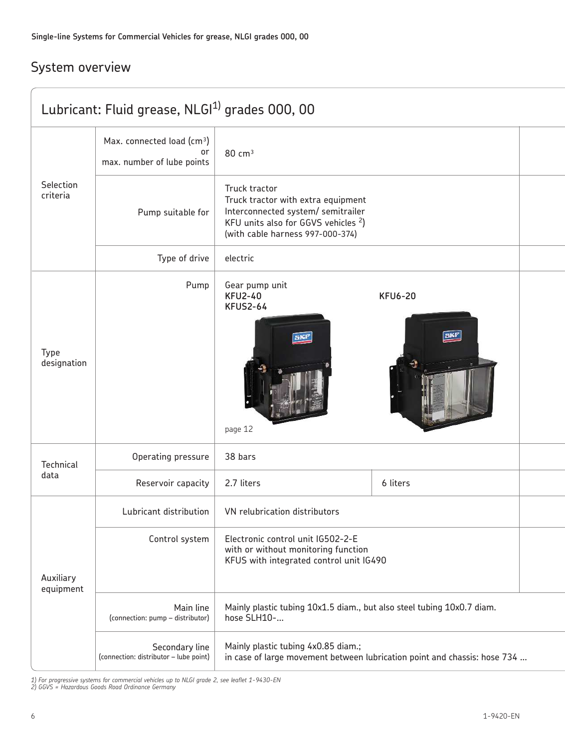Single-line Systems for Commercial Vehicles for grease, NLGI grades 000, 00

## System overview

| Lubricant: Fluid grease, NLGI[1] grades 000, 00 | | | |
|---|---|---|---|
| Selection criteria | Max. connected load ($cm^3$) or max. number of lube points | 80 $cm^3$ | |
| | Pump suitable for | Truck tractor<br>Truck tractor with extra equipment<br>Interconnected system/ semitrailer<br>KFU units also for GGVS vehicles [2])<br>(with cable harness 997-000-374) | |
| | Type of drive | electric | |
| Type designation | Pump | Gear pump unit<br>**KFU2-40**<br>**KFUS2-64**<br>page 12 | **KFU6-20** |
| Technical data | Operating pressure | 38 bars | |
| | Reservoir capacity | 2.7 liters | 6 liters |
| Auxiliary equipment | Lubricant distribution | VN relubrication distributors | |
| | Control system | Electronic control unit IG502-2-E<br>with or without monitoring function<br>KFUS with integrated control unit IG490 | |
| | Main line (connection: pump – distributor) | Mainly plastic tubing 10x1.5 diam., but also steel tubing 10x0.7 diam.<br>hose SLH10-... | |
| | Secondary line (connection: distributor – lube point) | Mainly plastic tubing 4x0.85 diam.;<br>in case of large movement between lubrication point and chassis: hose 734 ... | |

*1) For progressive systems for commercial vehicles up to NLGI grade 2, see leaflet 1-9430-EN*
*2) GGVS = Hazardous Goods Road Ordinance Germany*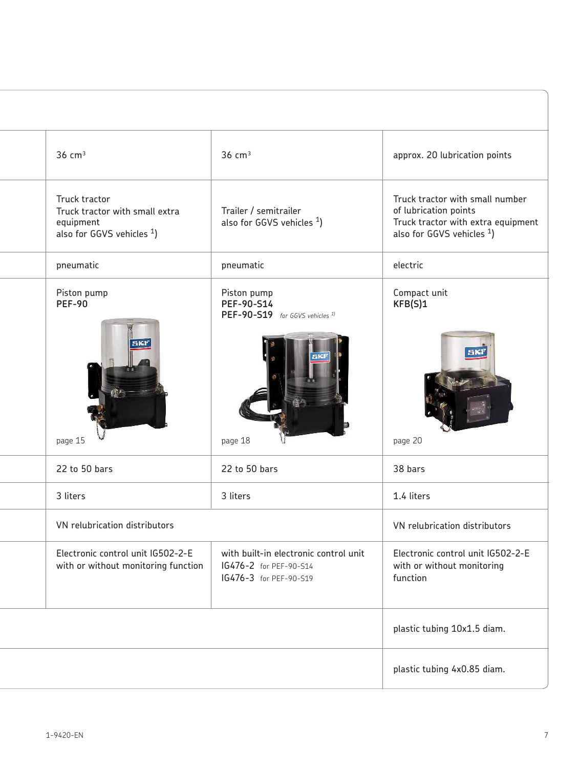| | | | |
|---|---|---|---|
| | 36 cm³ | 36 cm³ | approx. 20 lubrication points |
| | Truck tractor<br>Truck tractor with small extra equipment<br>also for GGVS vehicles [1]) | Trailer / semitrailer<br>also for GGVS vehicles [1]) | Truck tractor with small number of lubrication points<br>Truck tractor with extra equipment<br>also for GGVS vehicles [1]) |
| | pneumatic | pneumatic | electric |
| | Piston pump<br>**PEF-90**<br><br>page 15 | Piston pump<br>**PEF-90-S14**<br>**PEF-90-S19** *for GGVS vehicles [1])*<br><br>page 18 | Compact unit<br>**KFB(S)1**<br><br>page 20 |
| | 22 to 50 bars | 22 to 50 bars | 38 bars |
| | 3 liters | 3 liters | 1.4 liters |
| | VN relubrication distributors | | VN relubrication distributors |
| | Electronic control unit IG502-2-E with or without monitoring function | with built-in electronic control unit<br>IG476-2 for PEF-90-S14<br>IG476-3 for PEF-90-S19 | Electronic control unit IG502-2-E with or without monitoring function |
| | | | plastic tubing 10x1.5 diam. |
| | | | plastic tubing 4x0.85 diam. |

1-9420-EN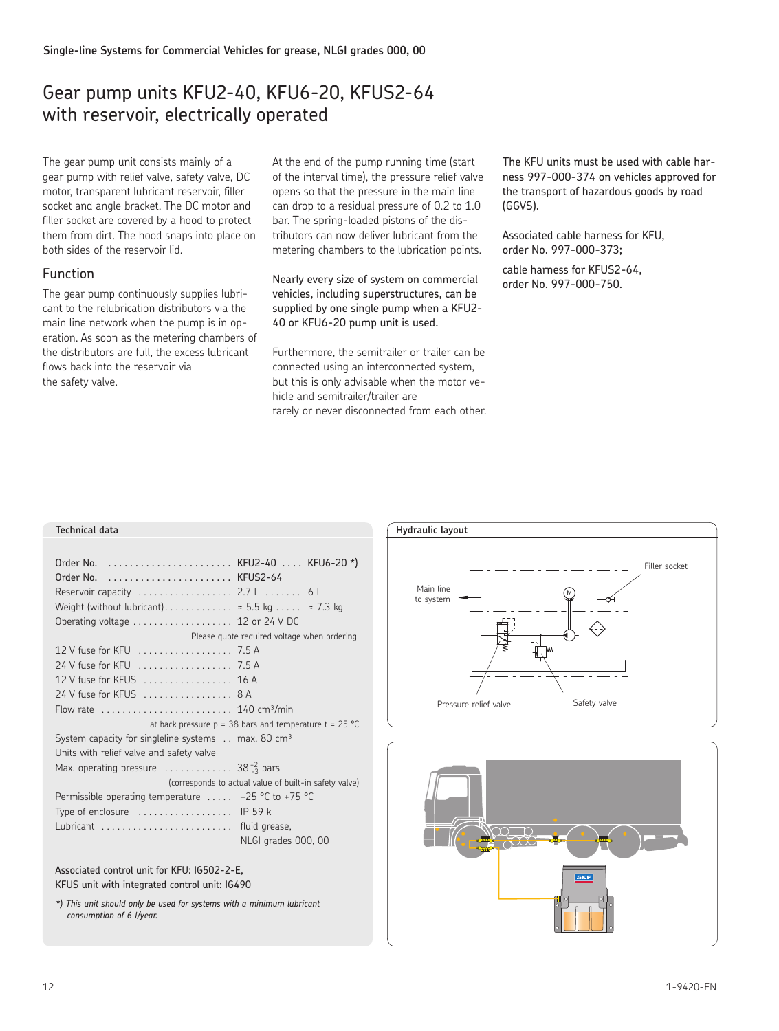Single-line Systems for Commercial Vehicles for grease, NLGI grades 000, 00

# Gear pump units KFU2-40, KFU6-20, KFUS2-64 with reservoir, electrically operated

The gear pump unit consists mainly of a gear pump with relief valve, safety valve, DC motor, transparent lubricant reservoir, filler socket and angle bracket. The DC motor and filler socket are covered by a hood to protect them from dirt. The hood snaps into place on both sides of the reservoir lid.

## Function

The gear pump continuously supplies lubricant to the relubrication distributors via the main line network when the pump is in operation. As soon as the metering chambers of the distributors are full, the excess lubricant flows back into the reservoir via the safety valve.

At the end of the pump running time (start of the interval time), the pressure relief valve opens so that the pressure in the main line can drop to a residual pressure of 0.2 to 1.0 bar. The spring-loaded pistons of the distributors can now deliver lubricant from the metering chambers to the lubrication points.

Nearly every size of system on commercial vehicles, including superstructures, can be supplied by one single pump when a KFU2-40 or KFU6-20 pump unit is used.

Furthermore, the semitrailer or trailer can be connected using an interconnected system, but this is only advisable when the motor vehicle and semitrailer/trailer are rarely or never disconnected from each other.

The KFU units must be used with cable harness 997-000-374 on vehicles approved for the transport of hazardous goods by road (GGVS).

Associated cable harness for KFU, order No. 997-000-373;

cable harness for KFUS2-64, order No. 997-000-750.

### Technical data

| | |
|---|---|
| Order No. | KFU2-40 .... KFU6-20 *) |
| Order No. | KFUS2-64 |
| Reservoir capacity | 2.7 l ....... 6 l |
| Weight (without lubricant) | ≈ 5.5 kg ..... ≈ 7.3 kg |
| Operating voltage | 12 or 24 V DC |
| | Please quote required voltage when ordering. |
| 12 V fuse for KFU | 7.5 A |
| 24 V fuse for KFU | 7.5 A |
| 12 V fuse for KFUS | 16 A |
| 24 V fuse for KFUS | 8 A |
| Flow rate | 140 cm³/min |
| | at back pressure p = 38 bars and temperature t = 25 °C |
| System capacity for singleline systems | max. 80 cm³ |
| Units with relief valve and safety valve | |
| Max. operating pressure | $38^{+2}_{-3}$ bars |
| | (corresponds to actual value of built-in safety valve) |
| Permissible operating temperature | –25 °C to +75 °C |
| Type of enclosure | IP 59 k |
| Lubricant | fluid grease, NLGI grades 000, 00 |

Associated control unit for KFU: IG502-2-E,
KFUS unit with integrated control unit: IG490

*\*) This unit should only be used for systems with a minimum lubricant consumption of 6 l/year.*

### Hydraulic layout

Main line to system — Filler socket — Pressure relief valve — Safety valve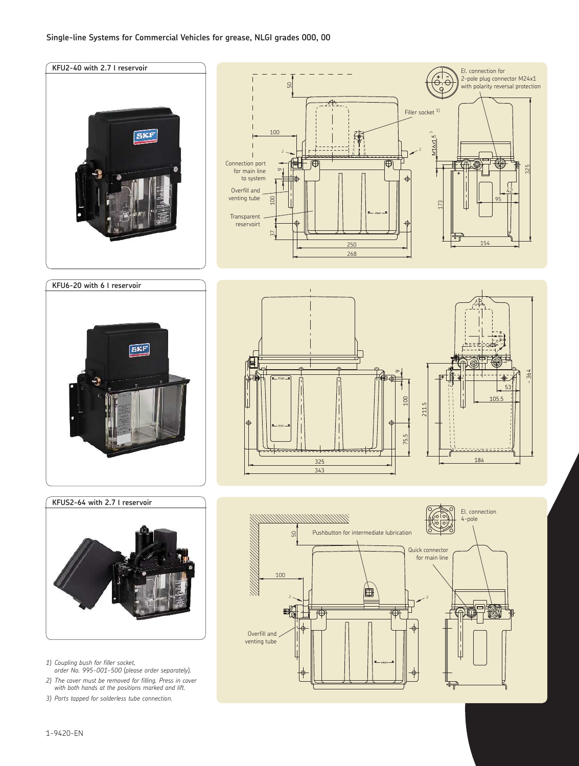## Single-line Systems for Commercial Vehicles for grease, NLGI grades 000, 00

### KFU2-40 with 2.7 l reservoir

El. connection for 2-pole plug connector M24x1 with polarity reversal protection

Filler socket [1]

Connection port for main line to system

Overfill and venting tube

Transparent reservoirt

M16x1.5 [3]

50, 100, 2, 2, 9, 100, 37, 250, 268, 173, 42, 95, 325, 154

### KFU6-20 with 6 l reservoir

9, 100, 75.5, 211.5, 325, 343, 53, 105.5, 364, 184

### KFUS2-64 with 2.7 l reservoir

El. connection 4-pole

Pushbutton for intermediate lubrication

Quick connector for main line

Overfill and venting tube

50, 100, 2, 2

1) *Coupling bush for filler socket, order No. 995-001-500 (please order separately).*

2) *The cover must be removed for filling. Press in cover with both hands at the positions marked and lift.*

3) *Ports tapped for solderless tube connection.*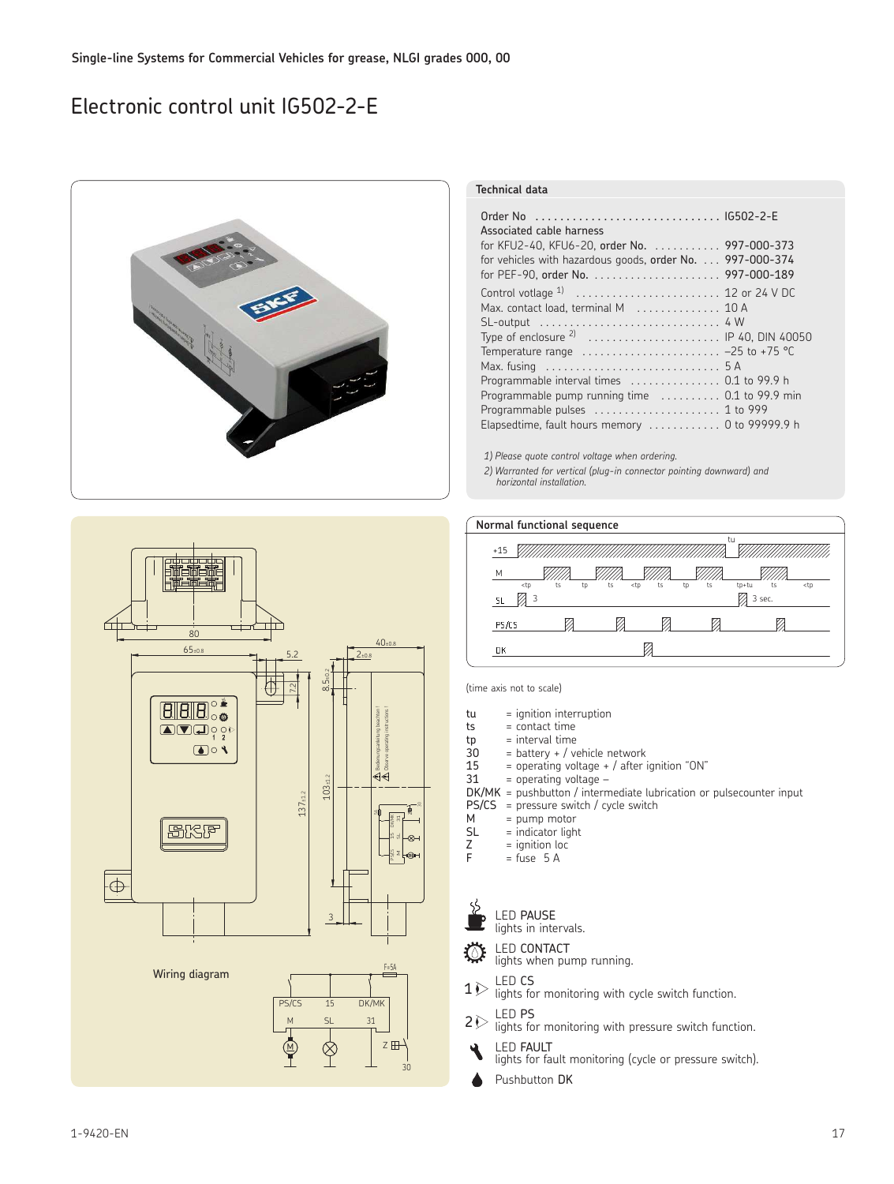## Electronic control unit IG502-2-E

### Technical data

| | |
|---|---|
| Order No | IG502-2-E |
| Associated cable harness | |
| for KFU2-40, KFU6-20, **order No.** | 997-000-373 |
| for vehicles with hazardous goods, **order No.** | 997-000-374 |
| for PEF-90, **order No.** | 997-000-189 |
| Control voltage [1] | 12 or 24 V DC |
| Max. contact load, terminal M | 10 A |
| SL-output | 4 W |
| Type of enclosure [2] | IP 40, DIN 40050 |
| Temperature range | –25 to +75 °C |
| Max. fusing | 5 A |
| Programmable interval times | 0.1 to 99.9 h |
| Programmable pump running time | 0.1 to 99.9 min |
| Programmable pulses | 1 to 999 |
| Elapsedtime, fault hours memory | 0 to 99999.9 h |

*1) Please quote control voltage when ordering.*

*2) Warranted for vertical (plug-in connector pointing downward) and horizontal installation.*

Wiring diagram

### Normal functional sequence

(time axis not to scale)

- tu = ignition interruption
- ts = contact time
- tp = interval time
- 30 = battery + / vehicle network
- 15 = operating voltage + / after ignition "ON"
- 31 = operating voltage –
- DK/MK = pushbutton / intermediate lubrication or pulsecounter input
- PS/CS = pressure switch / cycle switch
- M = pump motor
- SL = indicator light
- Z = ignition loc
- F = fuse 5 A

LED PAUSE
lights in intervals.

LED CONTACT
lights when pump running.

LED CS
lights for monitoring with cycle switch function.

LED PS
lights for monitoring with pressure switch function.

LED FAULT
lights for fault monitoring (cycle or pressure switch).

Pushbutton DK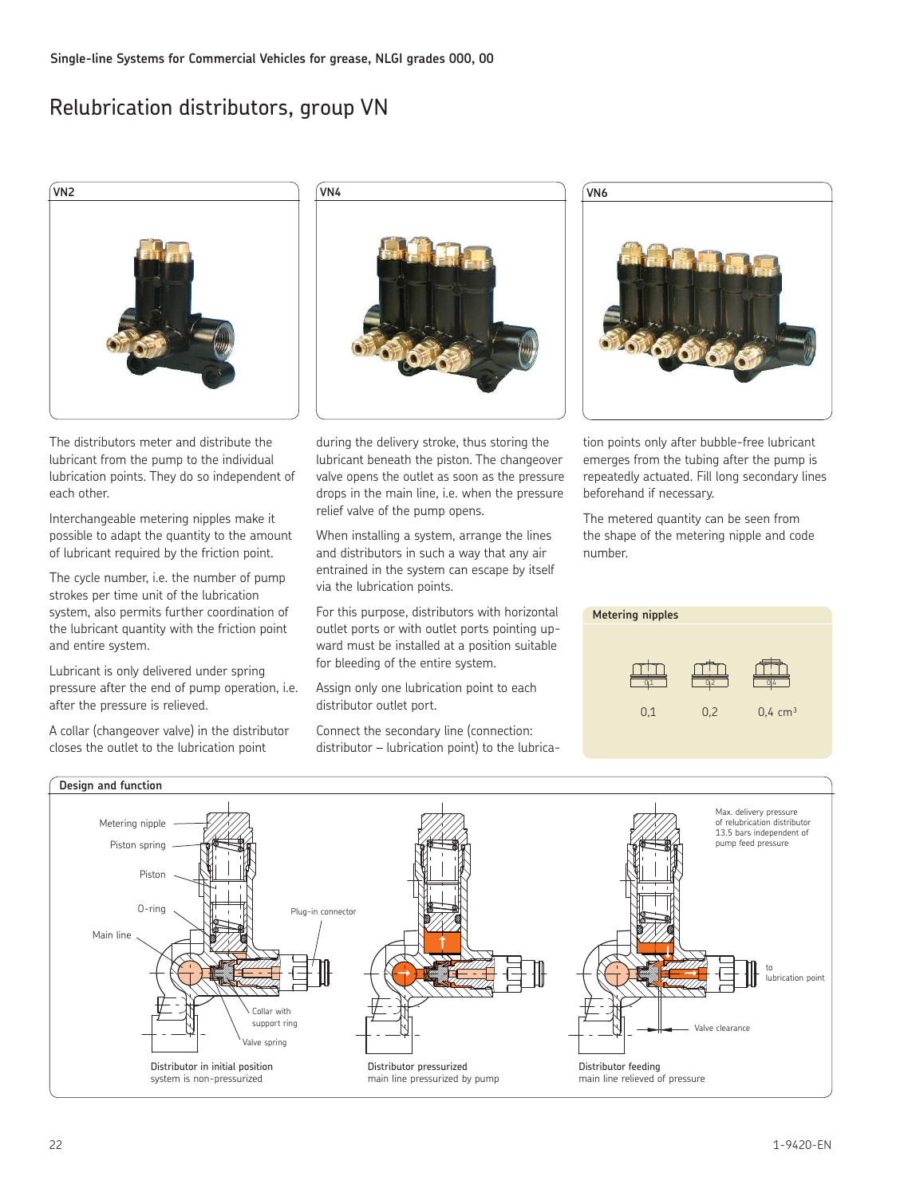Single-line Systems for Commercial Vehicles for grease, NLGI grades 000, 00

# Relubrication distributors, group VN

VN2

VN4

VN6

The distributors meter and distribute the lubricant from the pump to the individual lubrication points. They do so independent of each other.

Interchangeable metering nipples make it possible to adapt the quantity to the amount of lubricant required by the friction point.

The cycle number, i.e. the number of pump strokes per time unit of the lubrication system, also permits further coordination of the lubricant quantity with the friction point and entire system.

Lubricant is only delivered under spring pressure after the end of pump operation, i.e. after the pressure is relieved.

A collar (changeover valve) in the distributor closes the outlet to the lubrication point during the delivery stroke, thus storing the lubricant beneath the piston. The changeover valve opens the outlet as soon as the pressure drops in the main line, i.e. when the pressure relief valve of the pump opens.

When installing a system, arrange the lines and distributors in such a way that any air entrained in the system can escape by itself via the lubrication points.

For this purpose, distributors with horizontal outlet ports or with outlet ports pointing upward must be installed at a position suitable for bleeding of the entire system.

Assign only one lubrication point to each distributor outlet port.

Connect the secondary line (connection: distributor – lubrication point) to the lubrication points only after bubble-free lubricant emerges from the tubing after the pump is repeatedly actuated. Fill long secondary lines beforehand if necessary.

The metered quantity can be seen from the shape of the metering nipple and code number.

### Metering nipples

| 0,1 | 0,2 | 0,4 cm³ |
|---|---|---|

### Design and function

Metering nipple, Piston spring, Piston, O-ring, Main line, Plug-in connector, Collar with support ring, Valve spring

Max. delivery pressure of relubrication distributor 13.5 bars independent of pump feed pressure

to lubrication point

Valve clearance

Distributor in initial position
system is non-pressurized

Distributor pressurized
main line pressurized by pump

Distributor feeding
main line relieved of pressure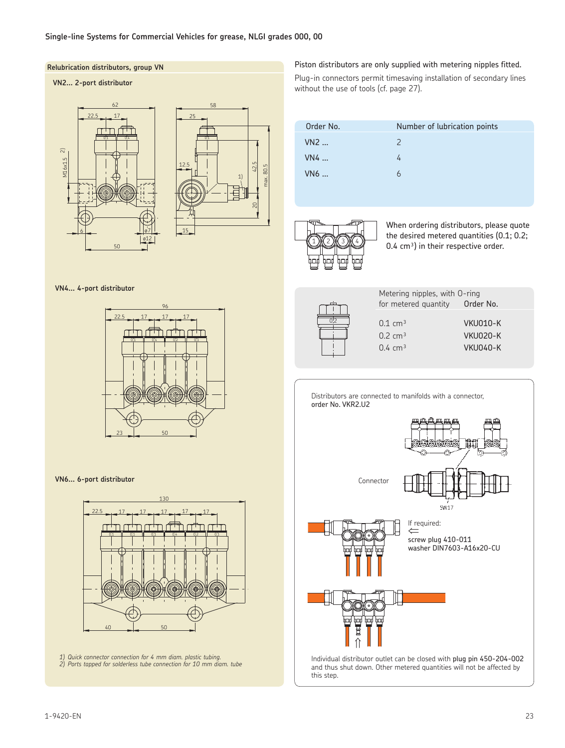## Single-line Systems for Commercial Vehicles for grease, NLGI grades 000, 00

### Relubrication distributors, group VN

**VN2... 2-port distributor**

62
22.5
17
58
25
M16x1.5 2)
12.5
1)
42.5
max. 80.5
20
6
ø7
ø12
15
50

**VN4... 4-port distributor**

96
22.5
17
17
17
23
50

**VN6... 6-port distributor**

130
22.5
17
17
17
17
17
40
50

*1) Quick connector connection for 4 mm diam. plastic tubing.*
*2) Ports tapped for solderless tube connection for 10 mm diam. tube*

Piston distributors are only supplied with metering nipples fitted.

Plug-in connectors permit timesaving installation of secondary lines without the use of tools (cf. page 27).

| Order No. | Number of lubrication points |
|---|---|
| VN2 ... | 2 |
| VN4 ... | 4 |
| VN6 ... | 6 |

When ordering distributors, please quote the desired metered quantities (0.1; 0.2; 0.4 cm³) in their respective order.

| Metering nipples, with O-ring for metered quantity | Order No. |
|---|---|
| 0.1 cm³ | VKU010-K |
| 0.2 cm³ | VKU020-K |
| 0.4 cm³ | VKU040-K |

Distributors are connected to manifolds with a connector, order No. VKR2.U2

Connector

SW17

If required:
screw plug 410-011
washer DIN7603-A16x20-CU

Individual distributor outlet can be closed with plug pin 450-204-002 and thus shut down. Other metered quantities will not be affected by this step.